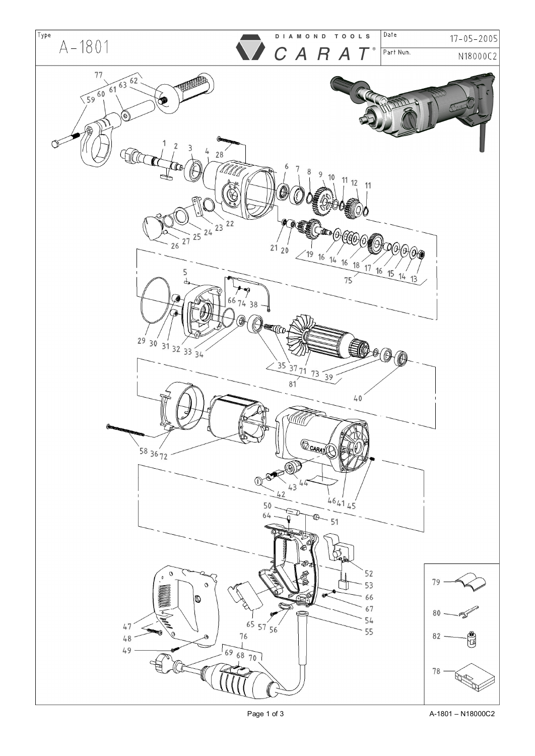| Type | | Date | 17-05-2005 |
|---|---|---|---|
| A-1801 | DIAMOND TOOLS CARAT® | Part Num. | N18000C2 |

77 59 60 61 63 62

1 2 3 4 28

6 7 8 9 10 11 12 11

23 22 24 25 27 26

21 20 19 16 14 16 18 17 16 15 14 13 75

5 66 74 38

29 30 31 32 33 34

35 37 71 73 39 81

40

58 36 72

42 43 44 46 41 45

50 64 51

52 53 66 67 54 55

47 48 49 65 57 56

76 69 68 70

79 80 82 78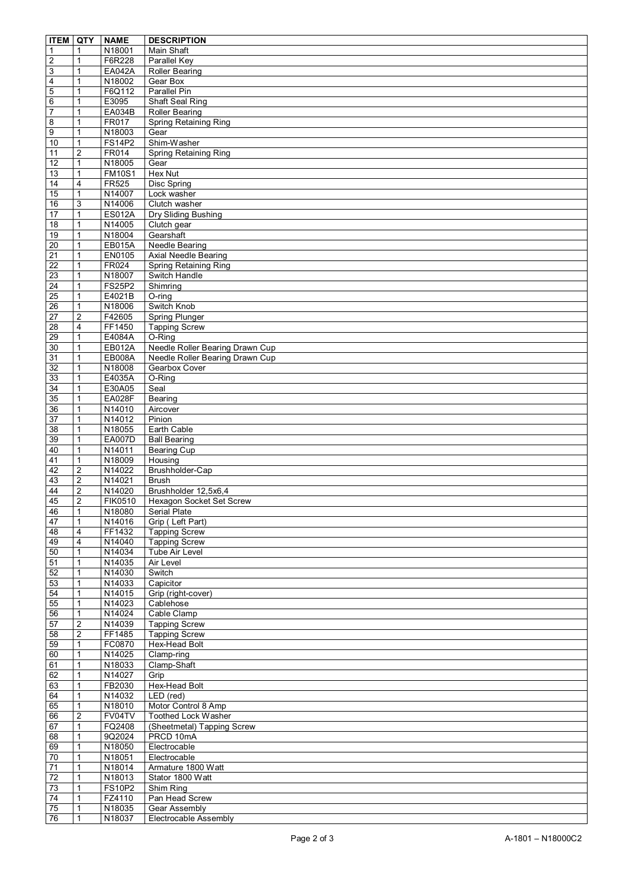| ITEM | QTY | NAME | DESCRIPTION |
|---|---|---|---|
| 1 | 1 | N18001 | Main Shaft |
| 2 | 1 | F6R228 | Parallel Key |
| 3 | 1 | EA042A | Roller Bearing |
| 4 | 1 | N18002 | Gear Box |
| 5 | 1 | F6Q112 | Parallel Pin |
| 6 | 1 | E3095 | Shaft Seal Ring |
| 7 | 1 | EA034B | Roller Bearing |
| 8 | 1 | FR017 | Spring Retaining Ring |
| 9 | 1 | N18003 | Gear |
| 10 | 1 | FS14P2 | Shim-Washer |
| 11 | 2 | FR014 | Spring Retaining Ring |
| 12 | 1 | N18005 | Gear |
| 13 | 1 | FM10S1 | Hex Nut |
| 14 | 4 | FR525 | Disc Spring |
| 15 | 1 | N14007 | Lock washer |
| 16 | 3 | N14006 | Clutch washer |
| 17 | 1 | ES012A | Dry Sliding Bushing |
| 18 | 1 | N14005 | Clutch gear |
| 19 | 1 | N18004 | Gearshaft |
| 20 | 1 | EB015A | Needle Bearing |
| 21 | 1 | EN0105 | Axial Needle Bearing |
| 22 | 1 | FR024 | Spring Retaining Ring |
| 23 | 1 | N18007 | Switch Handle |
| 24 | 1 | FS25P2 | Shimring |
| 25 | 1 | E4021B | O-ring |
| 26 | 1 | N18006 | Switch Knob |
| 27 | 2 | F42605 | Spring Plunger |
| 28 | 4 | FF1450 | Tapping Screw |
| 29 | 1 | E4084A | O-Ring |
| 30 | 1 | EB012A | Needle Roller Bearing Drawn Cup |
| 31 | 1 | EB008A | Needle Roller Bearing Drawn Cup |
| 32 | 1 | N18008 | Gearbox Cover |
| 33 | 1 | E4035A | O-Ring |
| 34 | 1 | E30A05 | Seal |
| 35 | 1 | EA028F | Bearing |
| 36 | 1 | N14010 | Aircover |
| 37 | 1 | N14012 | Pinion |
| 38 | 1 | N18055 | Earth Cable |
| 39 | 1 | EA007D | Ball Bearing |
| 40 | 1 | N14011 | Bearing Cup |
| 41 | 1 | N18009 | Housing |
| 42 | 2 | N14022 | Brushholder-Cap |
| 43 | 2 | N14021 | Brush |
| 44 | 2 | N14020 | Brushholder 12,5x6,4 |
| 45 | 2 | FIK0510 | Hexagon Socket Set Screw |
| 46 | 1 | N18080 | Serial Plate |
| 47 | 1 | N14016 | Grip ( Left Part) |
| 48 | 4 | FF1432 | Tapping Screw |
| 49 | 4 | N14040 | Tapping Screw |
| 50 | 1 | N14034 | Tube Air Level |
| 51 | 1 | N14035 | Air Level |
| 52 | 1 | N14030 | Switch |
| 53 | 1 | N14033 | Capicitor |
| 54 | 1 | N14015 | Grip (right-cover) |
| 55 | 1 | N14023 | Cablehose |
| 56 | 1 | N14024 | Cable Clamp |
| 57 | 2 | N14039 | Tapping Screw |
| 58 | 2 | FF1485 | Tapping Screw |
| 59 | 1 | FC0870 | Hex-Head Bolt |
| 60 | 1 | N14025 | Clamp-ring |
| 61 | 1 | N18033 | Clamp-Shaft |
| 62 | 1 | N14027 | Grip |
| 63 | 1 | FB2030 | Hex-Head Bolt |
| 64 | 1 | N14032 | LED (red) |
| 65 | 1 | N18010 | Motor Control 8 Amp |
| 66 | 2 | FV04TV | Toothed Lock Washer |
| 67 | 1 | FQ2408 | (Sheetmetal) Tapping Screw |
| 68 | 1 | 9Q2024 | PRCD 10mA |
| 69 | 1 | N18050 | Electrocable |
| 70 | 1 | N18051 | Electrocable |
| 71 | 1 | N18014 | Armature 1800 Watt |
| 72 | 1 | N18013 | Stator 1800 Watt |
| 73 | 1 | FS10P2 | Shim Ring |
| 74 | 1 | FZ4110 | Pan Head Screw |
| 75 | 1 | N18035 | Gear Assembly |
| 76 | 1 | N18037 | Electrocable Assembly |

A-1801 – N18000C2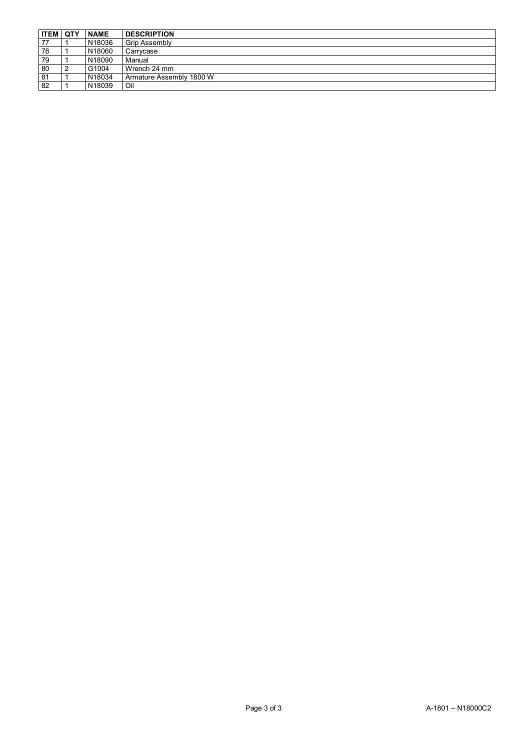| ITEM | QTY | NAME | DESCRIPTION |
|---|---|---|---|
| 77 | 1 | N18036 | Grip Assembly |
| 78 | 1 | N18060 | Carrycase |
| 79 | 1 | N18090 | Manual |
| 80 | 2 | G1004 | Wrench 24 mm |
| 81 | 1 | N18034 | Armature Assembly 1800 W |
| 82 | 1 | N18039 | Oil |